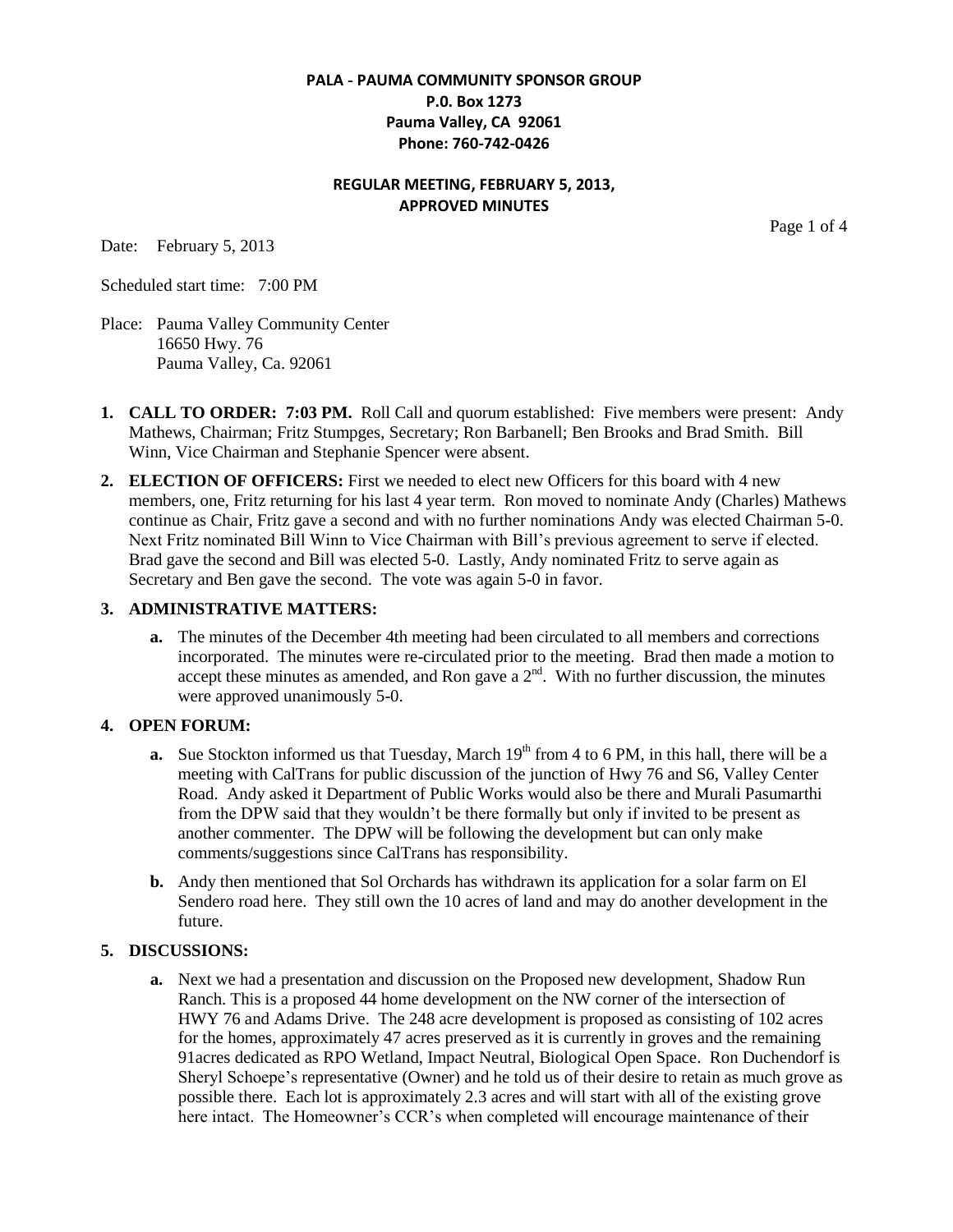**PALA - PAUMA COMMUNITY SPONSOR GROUP**
**P.0. Box 1273**
**Pauma Valley, CA 92061**
**Phone: 760-742-0426**

**REGULAR MEETING, FEBRUARY 5, 2013,**
**APPROVED MINUTES**

Date: February 5, 2013

Scheduled start time: 7:00 PM

Place: Pauma Valley Community Center
16650 Hwy. 76
Pauma Valley, Ca. 92061

1. **CALL TO ORDER: 7:03 PM.** Roll Call and quorum established: Five members were present: Andy Mathews, Chairman; Fritz Stumpges, Secretary; Ron Barbanell; Ben Brooks and Brad Smith. Bill Winn, Vice Chairman and Stephanie Spencer were absent.

2. **ELECTION OF OFFICERS:** First we needed to elect new Officers for this board with 4 new members, one, Fritz returning for his last 4 year term. Ron moved to nominate Andy (Charles) Mathews continue as Chair, Fritz gave a second and with no further nominations Andy was elected Chairman 5-0. Next Fritz nominated Bill Winn to Vice Chairman with Bill's previous agreement to serve if elected. Brad gave the second and Bill was elected 5-0. Lastly, Andy nominated Fritz to serve again as Secretary and Ben gave the second. The vote was again 5-0 in favor.

3. **ADMINISTRATIVE MATTERS:**

   **a.** The minutes of the December 4th meeting had been circulated to all members and corrections incorporated. The minutes were re-circulated prior to the meeting. Brad then made a motion to accept these minutes as amended, and Ron gave a 2nd. With no further discussion, the minutes were approved unanimously 5-0.

4. **OPEN FORUM:**

   **a.** Sue Stockton informed us that Tuesday, March 19th from 4 to 6 PM, in this hall, there will be a meeting with CalTrans for public discussion of the junction of Hwy 76 and S6, Valley Center Road. Andy asked it Department of Public Works would also be there and Murali Pasumarthi from the DPW said that they wouldn't be there formally but only if invited to be present as another commenter. The DPW will be following the development but can only make comments/suggestions since CalTrans has responsibility.

   **b.** Andy then mentioned that Sol Orchards has withdrawn its application for a solar farm on El Sendero road here. They still own the 10 acres of land and may do another development in the future.

5. **DISCUSSIONS:**

   **a.** Next we had a presentation and discussion on the Proposed new development, Shadow Run Ranch. This is a proposed 44 home development on the NW corner of the intersection of HWY 76 and Adams Drive. The 248 acre development is proposed as consisting of 102 acres for the homes, approximately 47 acres preserved as it is currently in groves and the remaining 91acres dedicated as RPO Wetland, Impact Neutral, Biological Open Space. Ron Duchendorf is Sheryl Schoepe's representative (Owner) and he told us of their desire to retain as much grove as possible there. Each lot is approximately 2.3 acres and will start with all of the existing grove here intact. The Homeowner's CCR's when completed will encourage maintenance of their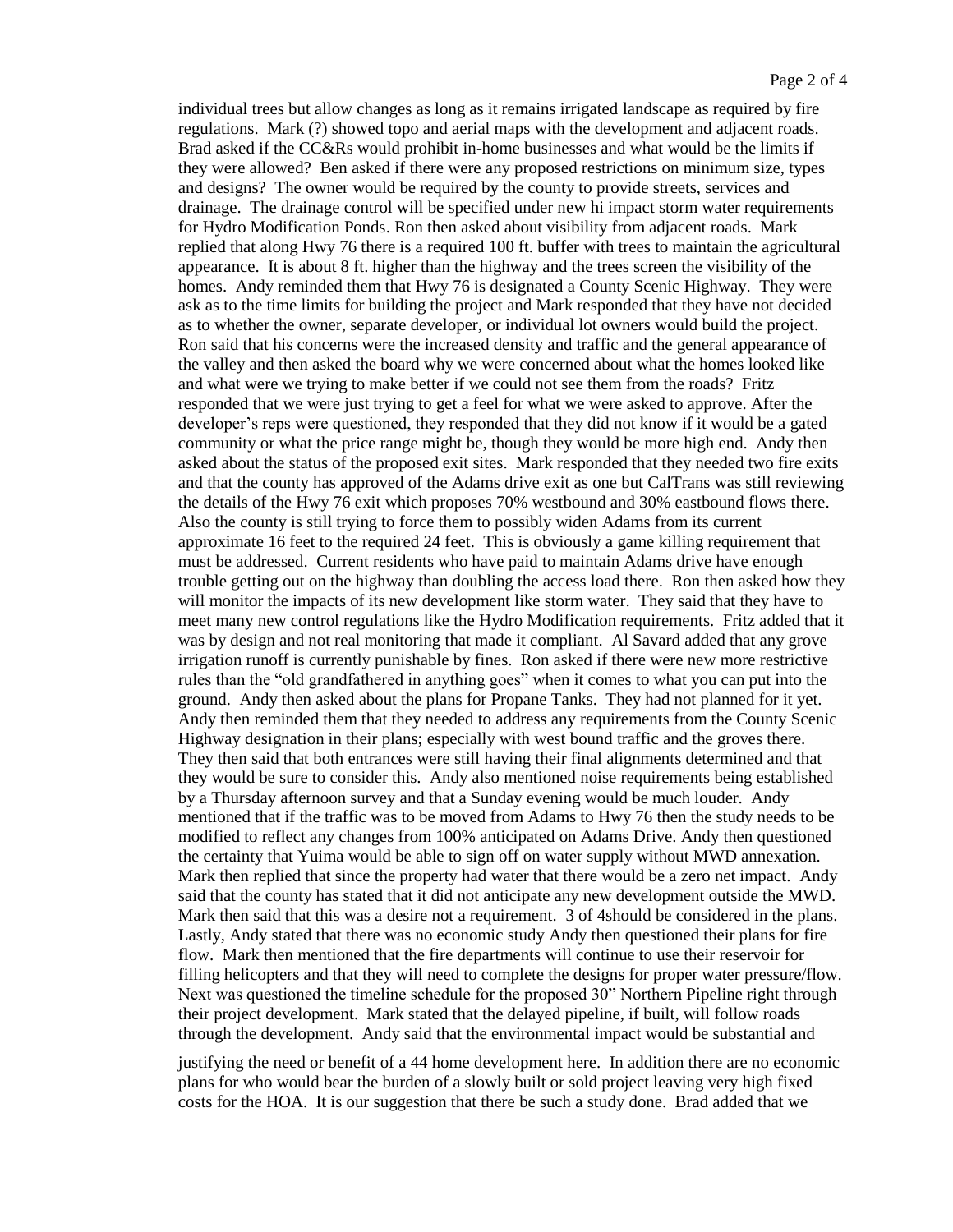individual trees but allow changes as long as it remains irrigated landscape as required by fire regulations. Mark (?) showed topo and aerial maps with the development and adjacent roads. Brad asked if the CC&Rs would prohibit in-home businesses and what would be the limits if they were allowed? Ben asked if there were any proposed restrictions on minimum size, types and designs? The owner would be required by the county to provide streets, services and drainage. The drainage control will be specified under new hi impact storm water requirements for Hydro Modification Ponds. Ron then asked about visibility from adjacent roads. Mark replied that along Hwy 76 there is a required 100 ft. buffer with trees to maintain the agricultural appearance. It is about 8 ft. higher than the highway and the trees screen the visibility of the homes. Andy reminded them that Hwy 76 is designated a County Scenic Highway. They were ask as to the time limits for building the project and Mark responded that they have not decided as to whether the owner, separate developer, or individual lot owners would build the project. Ron said that his concerns were the increased density and traffic and the general appearance of the valley and then asked the board why we were concerned about what the homes looked like and what were we trying to make better if we could not see them from the roads? Fritz responded that we were just trying to get a feel for what we were asked to approve. After the developer's reps were questioned, they responded that they did not know if it would be a gated community or what the price range might be, though they would be more high end. Andy then asked about the status of the proposed exit sites. Mark responded that they needed two fire exits and that the county has approved of the Adams drive exit as one but CalTrans was still reviewing the details of the Hwy 76 exit which proposes 70% westbound and 30% eastbound flows there. Also the county is still trying to force them to possibly widen Adams from its current approximate 16 feet to the required 24 feet. This is obviously a game killing requirement that must be addressed. Current residents who have paid to maintain Adams drive have enough trouble getting out on the highway than doubling the access load there. Ron then asked how they will monitor the impacts of its new development like storm water. They said that they have to meet many new control regulations like the Hydro Modification requirements. Fritz added that it was by design and not real monitoring that made it compliant. Al Savard added that any grove irrigation runoff is currently punishable by fines. Ron asked if there were new more restrictive rules than the "old grandfathered in anything goes" when it comes to what you can put into the ground. Andy then asked about the plans for Propane Tanks. They had not planned for it yet. Andy then reminded them that they needed to address any requirements from the County Scenic Highway designation in their plans; especially with west bound traffic and the groves there. They then said that both entrances were still having their final alignments determined and that they would be sure to consider this. Andy also mentioned noise requirements being established by a Thursday afternoon survey and that a Sunday evening would be much louder. Andy mentioned that if the traffic was to be moved from Adams to Hwy 76 then the study needs to be modified to reflect any changes from 100% anticipated on Adams Drive. Andy then questioned the certainty that Yuima would be able to sign off on water supply without MWD annexation. Mark then replied that since the property had water that there would be a zero net impact. Andy said that the county has stated that it did not anticipate any new development outside the MWD. Mark then said that this was a desire not a requirement. 3 of 4should be considered in the plans. Lastly, Andy stated that there was no economic study Andy then questioned their plans for fire flow. Mark then mentioned that the fire departments will continue to use their reservoir for filling helicopters and that they will need to complete the designs for proper water pressure/flow. Next was questioned the timeline schedule for the proposed 30" Northern Pipeline right through their project development. Mark stated that the delayed pipeline, if built, will follow roads through the development. Andy said that the environmental impact would be substantial and

justifying the need or benefit of a 44 home development here. In addition there are no economic plans for who would bear the burden of a slowly built or sold project leaving very high fixed costs for the HOA. It is our suggestion that there be such a study done. Brad added that we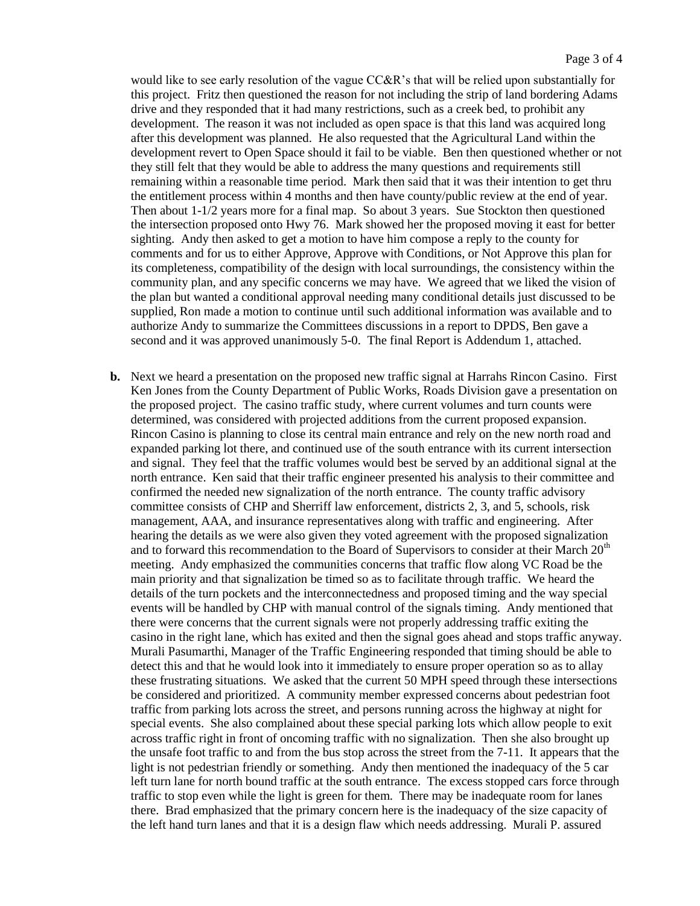would like to see early resolution of the vague CC&R's that will be relied upon substantially for this project. Fritz then questioned the reason for not including the strip of land bordering Adams drive and they responded that it had many restrictions, such as a creek bed, to prohibit any development. The reason it was not included as open space is that this land was acquired long after this development was planned. He also requested that the Agricultural Land within the development revert to Open Space should it fail to be viable. Ben then questioned whether or not they still felt that they would be able to address the many questions and requirements still remaining within a reasonable time period. Mark then said that it was their intention to get thru the entitlement process within 4 months and then have county/public review at the end of year. Then about 1-1/2 years more for a final map. So about 3 years. Sue Stockton then questioned the intersection proposed onto Hwy 76. Mark showed her the proposed moving it east for better sighting. Andy then asked to get a motion to have him compose a reply to the county for comments and for us to either Approve, Approve with Conditions, or Not Approve this plan for its completeness, compatibility of the design with local surroundings, the consistency within the community plan, and any specific concerns we may have. We agreed that we liked the vision of the plan but wanted a conditional approval needing many conditional details just discussed to be supplied, Ron made a motion to continue until such additional information was available and to authorize Andy to summarize the Committees discussions in a report to DPDS, Ben gave a second and it was approved unanimously 5-0. The final Report is Addendum 1, attached.

**b.** Next we heard a presentation on the proposed new traffic signal at Harrahs Rincon Casino. First Ken Jones from the County Department of Public Works, Roads Division gave a presentation on the proposed project. The casino traffic study, where current volumes and turn counts were determined, was considered with projected additions from the current proposed expansion. Rincon Casino is planning to close its central main entrance and rely on the new north road and expanded parking lot there, and continued use of the south entrance with its current intersection and signal. They feel that the traffic volumes would best be served by an additional signal at the north entrance. Ken said that their traffic engineer presented his analysis to their committee and confirmed the needed new signalization of the north entrance. The county traffic advisory committee consists of CHP and Sherriff law enforcement, districts 2, 3, and 5, schools, risk management, AAA, and insurance representatives along with traffic and engineering. After hearing the details as we were also given they voted agreement with the proposed signalization and to forward this recommendation to the Board of Supervisors to consider at their March 20th meeting. Andy emphasized the communities concerns that traffic flow along VC Road be the main priority and that signalization be timed so as to facilitate through traffic. We heard the details of the turn pockets and the interconnectedness and proposed timing and the way special events will be handled by CHP with manual control of the signals timing. Andy mentioned that there were concerns that the current signals were not properly addressing traffic exiting the casino in the right lane, which has exited and then the signal goes ahead and stops traffic anyway. Murali Pasumarthi, Manager of the Traffic Engineering responded that timing should be able to detect this and that he would look into it immediately to ensure proper operation so as to allay these frustrating situations. We asked that the current 50 MPH speed through these intersections be considered and prioritized. A community member expressed concerns about pedestrian foot traffic from parking lots across the street, and persons running across the highway at night for special events. She also complained about these special parking lots which allow people to exit across traffic right in front of oncoming traffic with no signalization. Then she also brought up the unsafe foot traffic to and from the bus stop across the street from the 7-11. It appears that the light is not pedestrian friendly or something. Andy then mentioned the inadequacy of the 5 car left turn lane for north bound traffic at the south entrance. The excess stopped cars force through traffic to stop even while the light is green for them. There may be inadequate room for lanes there. Brad emphasized that the primary concern here is the inadequacy of the size capacity of the left hand turn lanes and that it is a design flaw which needs addressing. Murali P. assured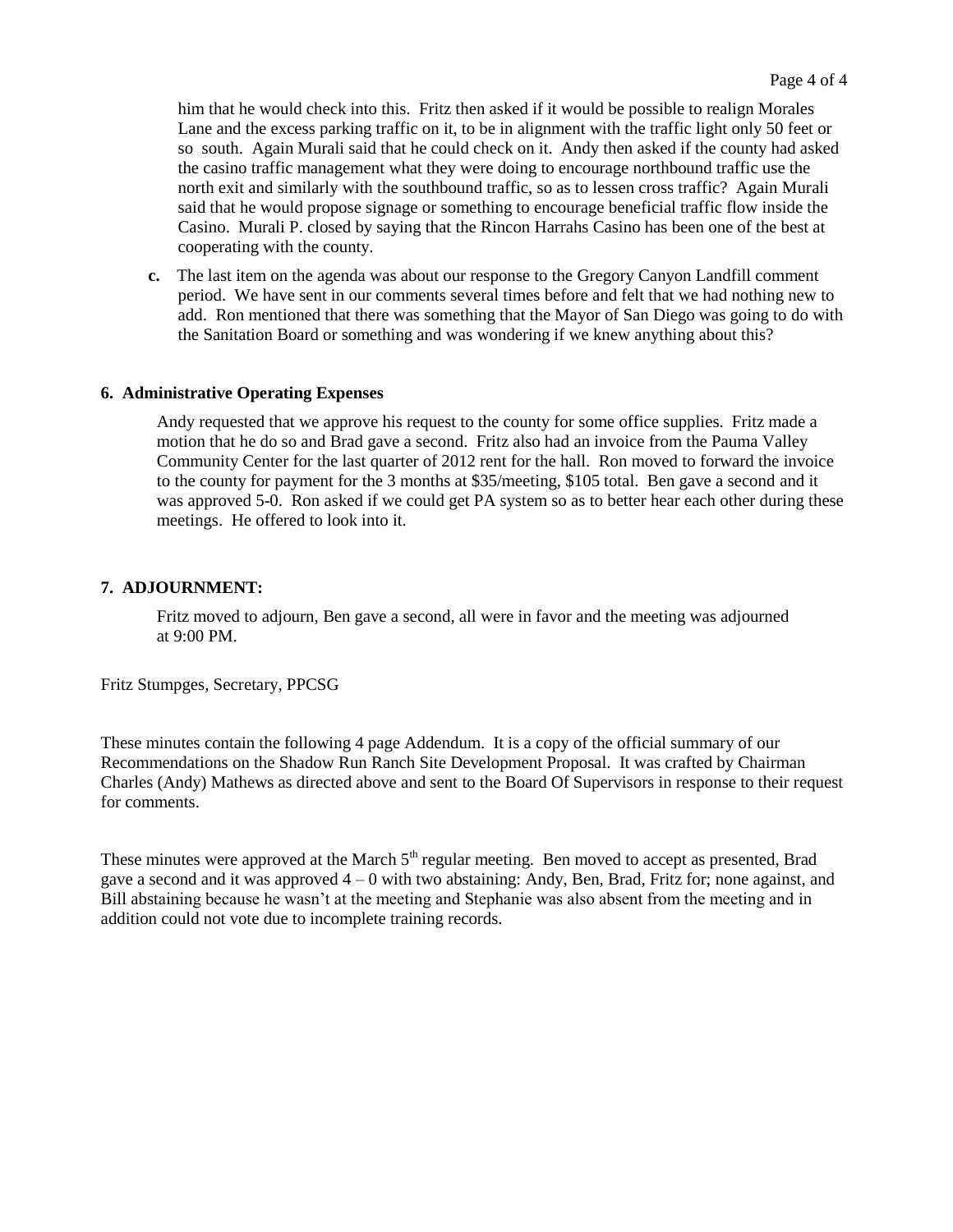him that he would check into this. Fritz then asked if it would be possible to realign Morales Lane and the excess parking traffic on it, to be in alignment with the traffic light only 50 feet or so south. Again Murali said that he could check on it. Andy then asked if the county had asked the casino traffic management what they were doing to encourage northbound traffic use the north exit and similarly with the southbound traffic, so as to lessen cross traffic? Again Murali said that he would propose signage or something to encourage beneficial traffic flow inside the Casino. Murali P. closed by saying that the Rincon Harrahs Casino has been one of the best at cooperating with the county.

c. The last item on the agenda was about our response to the Gregory Canyon Landfill comment period. We have sent in our comments several times before and felt that we had nothing new to add. Ron mentioned that there was something that the Mayor of San Diego was going to do with the Sanitation Board or something and was wondering if we knew anything about this?

**6. Administrative Operating Expenses**

Andy requested that we approve his request to the county for some office supplies. Fritz made a motion that he do so and Brad gave a second. Fritz also had an invoice from the Pauma Valley Community Center for the last quarter of 2012 rent for the hall. Ron moved to forward the invoice to the county for payment for the 3 months at $35/meeting, $105 total. Ben gave a second and it was approved 5-0. Ron asked if we could get PA system so as to better hear each other during these meetings. He offered to look into it.

**7. ADJOURNMENT:**

Fritz moved to adjourn, Ben gave a second, all were in favor and the meeting was adjourned at 9:00 PM.

Fritz Stumpges, Secretary, PPCSG

These minutes contain the following 4 page Addendum. It is a copy of the official summary of our Recommendations on the Shadow Run Ranch Site Development Proposal. It was crafted by Chairman Charles (Andy) Mathews as directed above and sent to the Board Of Supervisors in response to their request for comments.

These minutes were approved at the March 5th regular meeting. Ben moved to accept as presented, Brad gave a second and it was approved 4 – 0 with two abstaining: Andy, Ben, Brad, Fritz for; none against, and Bill abstaining because he wasn't at the meeting and Stephanie was also absent from the meeting and in addition could not vote due to incomplete training records.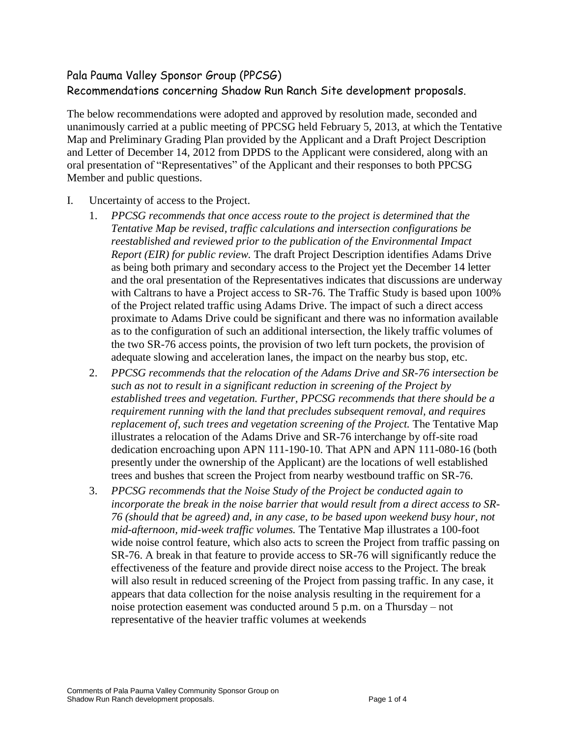## Pala Pauma Valley Sponsor Group (PPCSG)
## Recommendations concerning Shadow Run Ranch Site development proposals.

The below recommendations were adopted and approved by resolution made, seconded and unanimously carried at a public meeting of PPCSG held February 5, 2013, at which the Tentative Map and Preliminary Grading Plan provided by the Applicant and a Draft Project Description and Letter of December 14, 2012 from DPDS to the Applicant were considered, along with an oral presentation of "Representatives" of the Applicant and their responses to both PPCSG Member and public questions.

I. Uncertainty of access to the Project.

1. *PPCSG recommends that once access route to the project is determined that the Tentative Map be revised, traffic calculations and intersection configurations be reestablished and reviewed prior to the publication of the Environmental Impact Report (EIR) for public review.* The draft Project Description identifies Adams Drive as being both primary and secondary access to the Project yet the December 14 letter and the oral presentation of the Representatives indicates that discussions are underway with Caltrans to have a Project access to SR-76. The Traffic Study is based upon 100% of the Project related traffic using Adams Drive. The impact of such a direct access proximate to Adams Drive could be significant and there was no information available as to the configuration of such an additional intersection, the likely traffic volumes of the two SR-76 access points, the provision of two left turn pockets, the provision of adequate slowing and acceleration lanes, the impact on the nearby bus stop, etc.

2. *PPCSG recommends that the relocation of the Adams Drive and SR-76 intersection be such as not to result in a significant reduction in screening of the Project by established trees and vegetation. Further, PPCSG recommends that there should be a requirement running with the land that precludes subsequent removal, and requires replacement of, such trees and vegetation screening of the Project.* The Tentative Map illustrates a relocation of the Adams Drive and SR-76 interchange by off-site road dedication encroaching upon APN 111-190-10. That APN and APN 111-080-16 (both presently under the ownership of the Applicant) are the locations of well established trees and bushes that screen the Project from nearby westbound traffic on SR-76.

3. *PPCSG recommends that the Noise Study of the Project be conducted again to incorporate the break in the noise barrier that would result from a direct access to SR-76 (should that be agreed) and, in any case, to be based upon weekend busy hour, not mid-afternoon, mid-week traffic volumes.* The Tentative Map illustrates a 100-foot wide noise control feature, which also acts to screen the Project from traffic passing on SR-76. A break in that feature to provide access to SR-76 will significantly reduce the effectiveness of the feature and provide direct noise access to the Project. The break will also result in reduced screening of the Project from passing traffic. In any case, it appears that data collection for the noise analysis resulting in the requirement for a noise protection easement was conducted around 5 p.m. on a Thursday – not representative of the heavier traffic volumes at weekends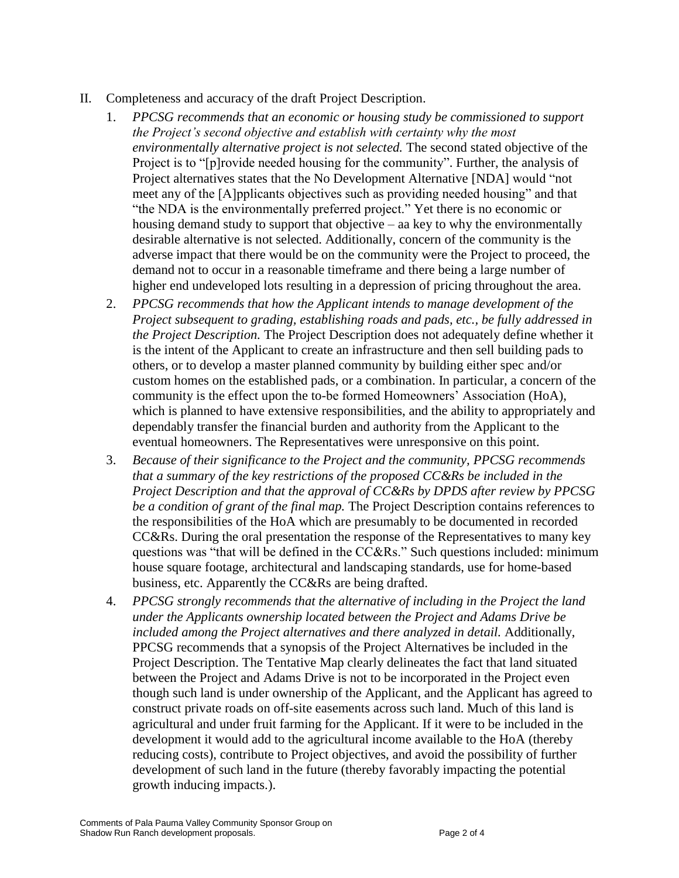II. Completeness and accuracy of the draft Project Description.

1. *PPCSG recommends that an economic or housing study be commissioned to support the Project's second objective and establish with certainty why the most environmentally alternative project is not selected.* The second stated objective of the Project is to "[p]rovide needed housing for the community". Further, the analysis of Project alternatives states that the No Development Alternative [NDA] would "not meet any of the [A]pplicants objectives such as providing needed housing" and that "the NDA is the environmentally preferred project." Yet there is no economic or housing demand study to support that objective – aa key to why the environmentally desirable alternative is not selected. Additionally, concern of the community is the adverse impact that there would be on the community were the Project to proceed, the demand not to occur in a reasonable timeframe and there being a large number of higher end undeveloped lots resulting in a depression of pricing throughout the area.

2. *PPCSG recommends that how the Applicant intends to manage development of the Project subsequent to grading, establishing roads and pads, etc., be fully addressed in the Project Description.* The Project Description does not adequately define whether it is the intent of the Applicant to create an infrastructure and then sell building pads to others, or to develop a master planned community by building either spec and/or custom homes on the established pads, or a combination. In particular, a concern of the community is the effect upon the to-be formed Homeowners' Association (HoA), which is planned to have extensive responsibilities, and the ability to appropriately and dependably transfer the financial burden and authority from the Applicant to the eventual homeowners. The Representatives were unresponsive on this point.

3. *Because of their significance to the Project and the community, PPCSG recommends that a summary of the key restrictions of the proposed CC&Rs be included in the Project Description and that the approval of CC&Rs by DPDS after review by PPCSG be a condition of grant of the final map.* The Project Description contains references to the responsibilities of the HoA which are presumably to be documented in recorded CC&Rs. During the oral presentation the response of the Representatives to many key questions was "that will be defined in the CC&Rs." Such questions included: minimum house square footage, architectural and landscaping standards, use for home-based business, etc. Apparently the CC&Rs are being drafted.

4. *PPCSG strongly recommends that the alternative of including in the Project the land under the Applicants ownership located between the Project and Adams Drive be included among the Project alternatives and there analyzed in detail.* Additionally, PPCSG recommends that a synopsis of the Project Alternatives be included in the Project Description. The Tentative Map clearly delineates the fact that land situated between the Project and Adams Drive is not to be incorporated in the Project even though such land is under ownership of the Applicant, and the Applicant has agreed to construct private roads on off-site easements across such land. Much of this land is agricultural and under fruit farming for the Applicant. If it were to be included in the development it would add to the agricultural income available to the HoA (thereby reducing costs), contribute to Project objectives, and avoid the possibility of further development of such land in the future (thereby favorably impacting the potential growth inducing impacts.).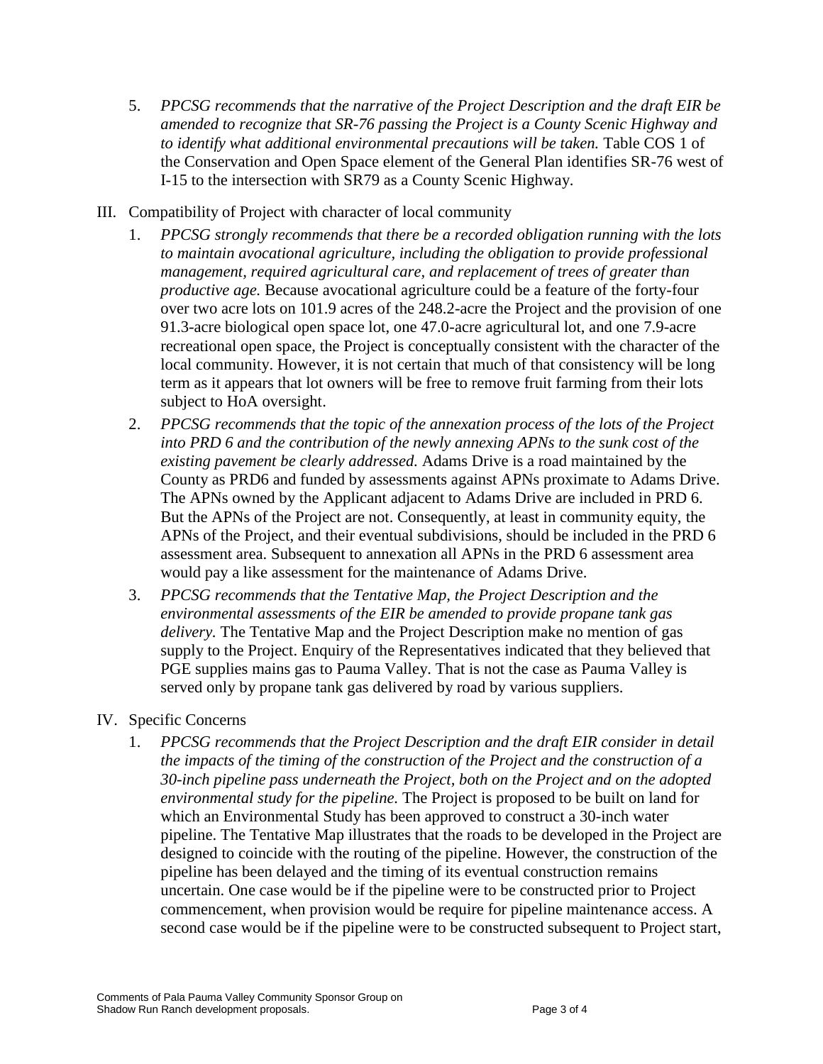5. *PPCSG recommends that the narrative of the Project Description and the draft EIR be amended to recognize that SR-76 passing the Project is a County Scenic Highway and to identify what additional environmental precautions will be taken.* Table COS 1 of the Conservation and Open Space element of the General Plan identifies SR-76 west of I-15 to the intersection with SR79 as a County Scenic Highway.

III. Compatibility of Project with character of local community

1. *PPCSG strongly recommends that there be a recorded obligation running with the lots to maintain avocational agriculture, including the obligation to provide professional management, required agricultural care, and replacement of trees of greater than productive age.* Because avocational agriculture could be a feature of the forty-four over two acre lots on 101.9 acres of the 248.2-acre the Project and the provision of one 91.3-acre biological open space lot, one 47.0-acre agricultural lot, and one 7.9-acre recreational open space, the Project is conceptually consistent with the character of the local community. However, it is not certain that much of that consistency will be long term as it appears that lot owners will be free to remove fruit farming from their lots subject to HoA oversight.
2. *PPCSG recommends that the topic of the annexation process of the lots of the Project into PRD 6 and the contribution of the newly annexing APNs to the sunk cost of the existing pavement be clearly addressed.* Adams Drive is a road maintained by the County as PRD6 and funded by assessments against APNs proximate to Adams Drive. The APNs owned by the Applicant adjacent to Adams Drive are included in PRD 6. But the APNs of the Project are not. Consequently, at least in community equity, the APNs of the Project, and their eventual subdivisions, should be included in the PRD 6 assessment area. Subsequent to annexation all APNs in the PRD 6 assessment area would pay a like assessment for the maintenance of Adams Drive.
3. *PPCSG recommends that the Tentative Map, the Project Description and the environmental assessments of the EIR be amended to provide propane tank gas delivery.* The Tentative Map and the Project Description make no mention of gas supply to the Project. Enquiry of the Representatives indicated that they believed that PGE supplies mains gas to Pauma Valley. That is not the case as Pauma Valley is served only by propane tank gas delivered by road by various suppliers.

IV. Specific Concerns

1. *PPCSG recommends that the Project Description and the draft EIR consider in detail the impacts of the timing of the construction of the Project and the construction of a 30-inch pipeline pass underneath the Project, both on the Project and on the adopted environmental study for the pipeline.* The Project is proposed to be built on land for which an Environmental Study has been approved to construct a 30-inch water pipeline. The Tentative Map illustrates that the roads to be developed in the Project are designed to coincide with the routing of the pipeline. However, the construction of the pipeline has been delayed and the timing of its eventual construction remains uncertain. One case would be if the pipeline were to be constructed prior to Project commencement, when provision would be require for pipeline maintenance access. A second case would be if the pipeline were to be constructed subsequent to Project start,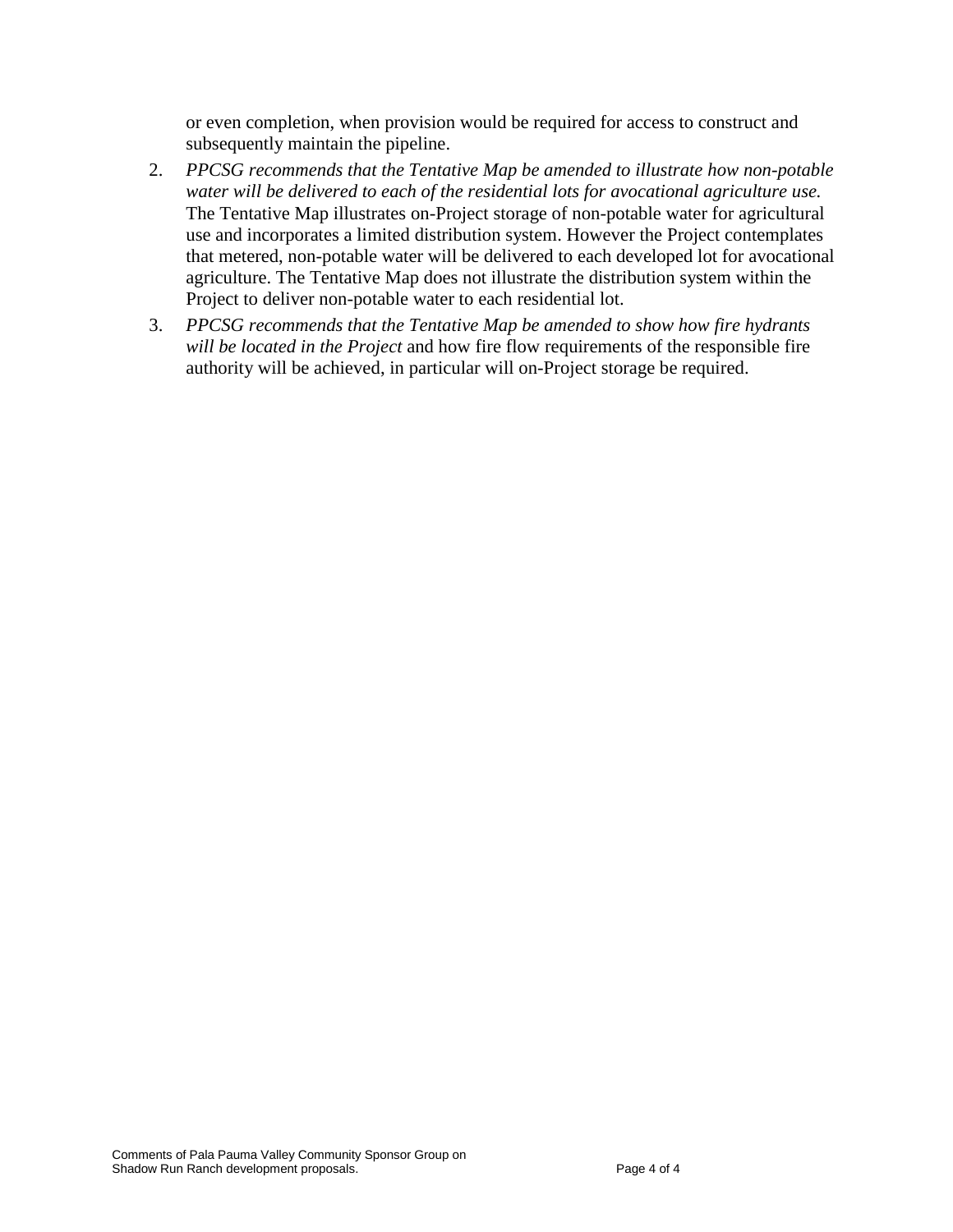or even completion, when provision would be required for access to construct and subsequently maintain the pipeline.

2. *PPCSG recommends that the Tentative Map be amended to illustrate how non-potable water will be delivered to each of the residential lots for avocational agriculture use.* The Tentative Map illustrates on-Project storage of non-potable water for agricultural use and incorporates a limited distribution system. However the Project contemplates that metered, non-potable water will be delivered to each developed lot for avocational agriculture. The Tentative Map does not illustrate the distribution system within the Project to deliver non-potable water to each residential lot.
3. *PPCSG recommends that the Tentative Map be amended to show how fire hydrants will be located in the Project* and how fire flow requirements of the responsible fire authority will be achieved, in particular will on-Project storage be required.